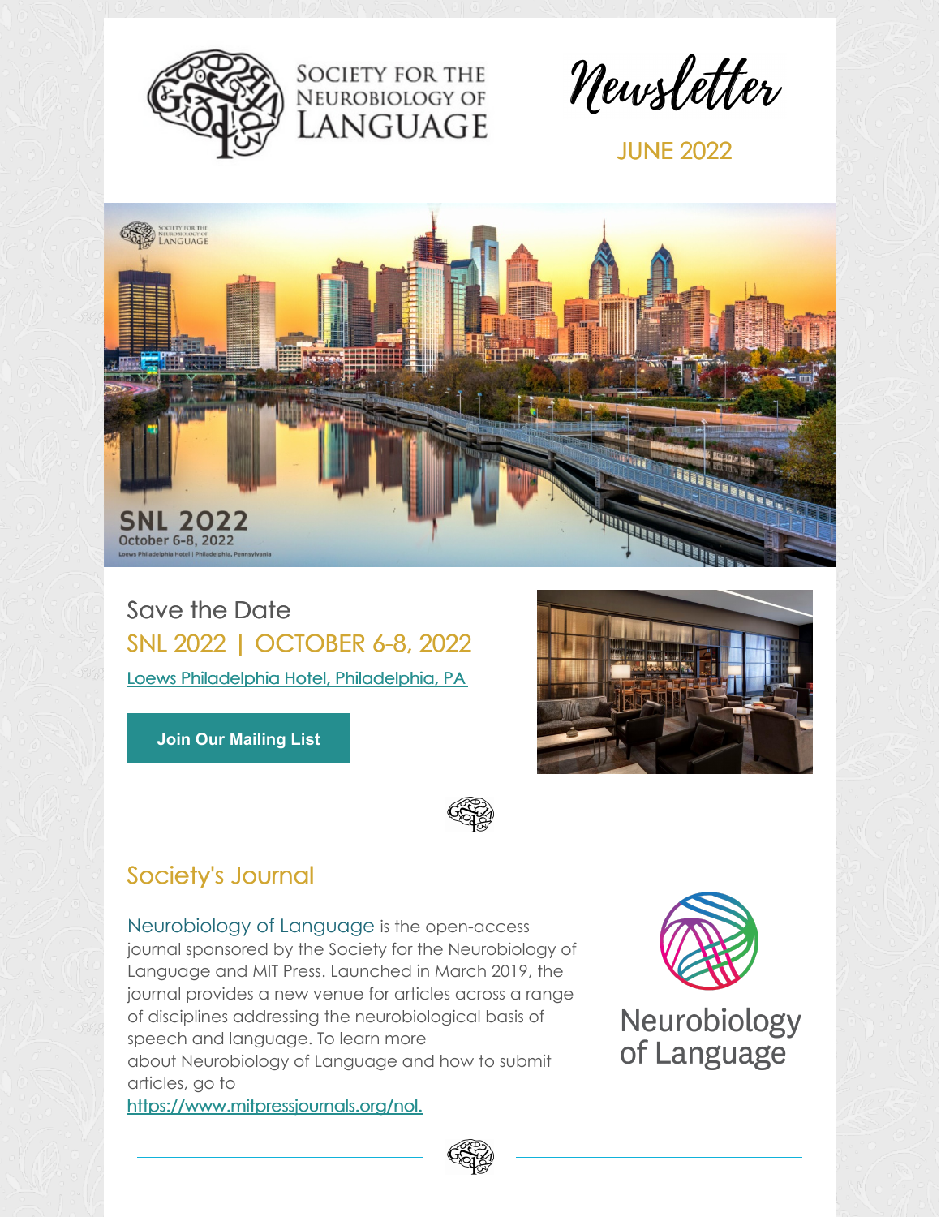# Society for the Neurobiology of Language

## Newsletter

JUNE 2022

SNL 2022
October 6-8, 2022
Loews Philadelphia Hotel | Philadelphia, Pennsylvania

## Save the Date

### SNL 2022 | OCTOBER 6-8, 2022

[Loews Philadelphia Hotel, Philadelphia, PA](#)

**Join Our Mailing List**

## Society's Journal

Neurobiology of Language is the open-access journal sponsored by the Society for the Neurobiology of Language and MIT Press. Launched in March 2019, the journal provides a new venue for articles across a range of disciplines addressing the neurobiological basis of speech and language. To learn more about Neurobiology of Language and how to submit articles, go to https://www.mitpressjournals.org/nol.

Neurobiology of Language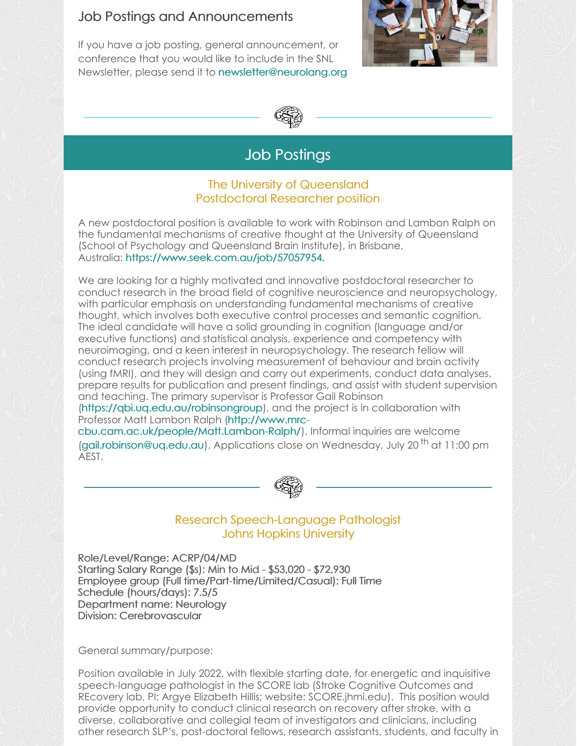## Job Postings and Announcements

If you have a job posting, general announcement, or conference that you would like to include in the SNL Newsletter, please send it to newsletter@neurolang.org

# Job Postings

### The University of Queensland
### Postdoctoral Researcher position

A new postdoctoral position is available to work with Robinson and Lambon Ralph on the fundamental mechanisms of creative thought at the University of Queensland (School of Psychology and Queensland Brain Institute), in Brisbane, Australia: https://www.seek.com.au/job/57057954.

We are looking for a highly motivated and innovative postdoctoral researcher to conduct research in the broad field of cognitive neuroscience and neuropsychology, with particular emphasis on understanding fundamental mechanisms of creative thought, which involves both executive control processes and semantic cognition. The ideal candidate will have a solid grounding in cognition (language and/or executive functions) and statistical analysis, experience and competency with neuroimaging, and a keen interest in neuropsychology. The research fellow will conduct research projects involving measurement of behaviour and brain activity (using fMRI), and they will design and carry out experiments, conduct data analyses, prepare results for publication and present findings, and assist with student supervision and teaching. The primary supervisor is Professor Gail Robinson (https://qbi.uq.edu.au/robinsongroup), and the project is in collaboration with Professor Matt Lambon Ralph (http://www.mrc-cbu.cam.ac.uk/people/Matt.Lambon-Ralph/). Informal inquiries are welcome (gail.robinson@uq.edu.au). Applications close on Wednesday, July 20th at 11:00 pm AEST.

### Research Speech-Language Pathologist
### Johns Hopkins University

Role/Level/Range: ACRP/04/MD
Starting Salary Range ($s): Min to Mid - $53,020 - $72,930
Employee group (Full time/Part-time/Limited/Casual): Full Time
Schedule (hours/days): 7.5/5
Department name: Neurology
Division: Cerebrovascular

General summary/purpose:

Position available in July 2022, with flexible starting date, for energetic and inquisitive speech-language pathologist in the SCORE lab (Stroke Cognitive Outcomes and REcovery lab, PI: Argye Elizabeth Hillis; website: SCORE.jhmi.edu). This position would provide opportunity to conduct clinical research on recovery after stroke, with a diverse, collaborative and collegial team of investigators and clinicians, including other research SLP's, post-doctoral fellows, research assistants, students, and faculty in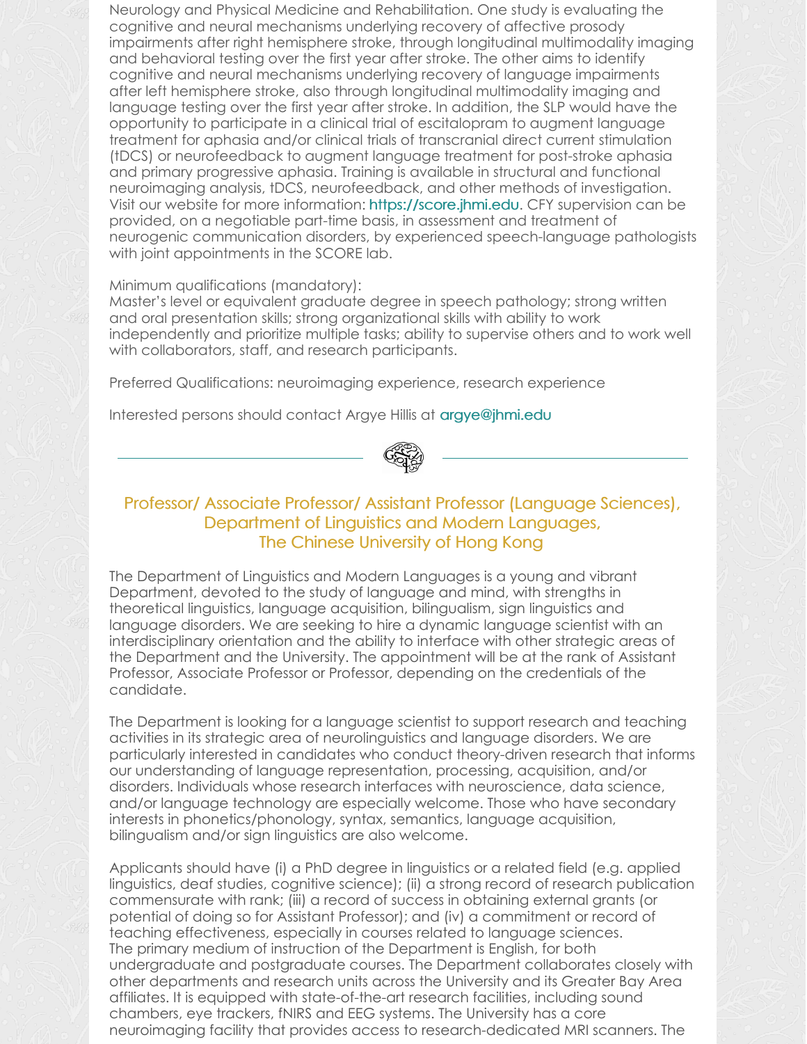Neurology and Physical Medicine and Rehabilitation. One study is evaluating the cognitive and neural mechanisms underlying recovery of affective prosody impairments after right hemisphere stroke, through longitudinal multimodality imaging and behavioral testing over the first year after stroke. The other aims to identify cognitive and neural mechanisms underlying recovery of language impairments after left hemisphere stroke, also through longitudinal multimodality imaging and language testing over the first year after stroke. In addition, the SLP would have the opportunity to participate in a clinical trial of escitalopram to augment language treatment for aphasia and/or clinical trials of transcranial direct current stimulation (tDCS) or neurofeedback to augment language treatment for post-stroke aphasia and primary progressive aphasia. Training is available in structural and functional neuroimaging analysis, tDCS, neurofeedback, and other methods of investigation. Visit our website for more information: https://score.jhmi.edu. CFY supervision can be provided, on a negotiable part-time basis, in assessment and treatment of neurogenic communication disorders, by experienced speech-language pathologists with joint appointments in the SCORE lab.

Minimum qualifications (mandatory):
Master's level or equivalent graduate degree in speech pathology; strong written and oral presentation skills; strong organizational skills with ability to work independently and prioritize multiple tasks; ability to supervise others and to work well with collaborators, staff, and research participants.

Preferred Qualifications: neuroimaging experience, research experience

Interested persons should contact Argye Hillis at argye@jhmi.edu

---

## Professor/ Associate Professor/ Assistant Professor (Language Sciences), Department of Linguistics and Modern Languages, The Chinese University of Hong Kong

The Department of Linguistics and Modern Languages is a young and vibrant Department, devoted to the study of language and mind, with strengths in theoretical linguistics, language acquisition, bilingualism, sign linguistics and language disorders. We are seeking to hire a dynamic language scientist with an interdisciplinary orientation and the ability to interface with other strategic areas of the Department and the University. The appointment will be at the rank of Assistant Professor, Associate Professor or Professor, depending on the credentials of the candidate.

The Department is looking for a language scientist to support research and teaching activities in its strategic area of neurolinguistics and language disorders. We are particularly interested in candidates who conduct theory-driven research that informs our understanding of language representation, processing, acquisition, and/or disorders. Individuals whose research interfaces with neuroscience, data science, and/or language technology are especially welcome. Those who have secondary interests in phonetics/phonology, syntax, semantics, language acquisition, bilingualism and/or sign linguistics are also welcome.

Applicants should have (i) a PhD degree in linguistics or a related field (e.g. applied linguistics, deaf studies, cognitive science); (ii) a strong record of research publication commensurate with rank; (iii) a record of success in obtaining external grants (or potential of doing so for Assistant Professor); and (iv) a commitment or record of teaching effectiveness, especially in courses related to language sciences.
The primary medium of instruction of the Department is English, for both undergraduate and postgraduate courses. The Department collaborates closely with other departments and research units across the University and its Greater Bay Area affiliates. It is equipped with state-of-the-art research facilities, including sound chambers, eye trackers, fNIRS and EEG systems. The University has a core neuroimaging facility that provides access to research-dedicated MRI scanners. The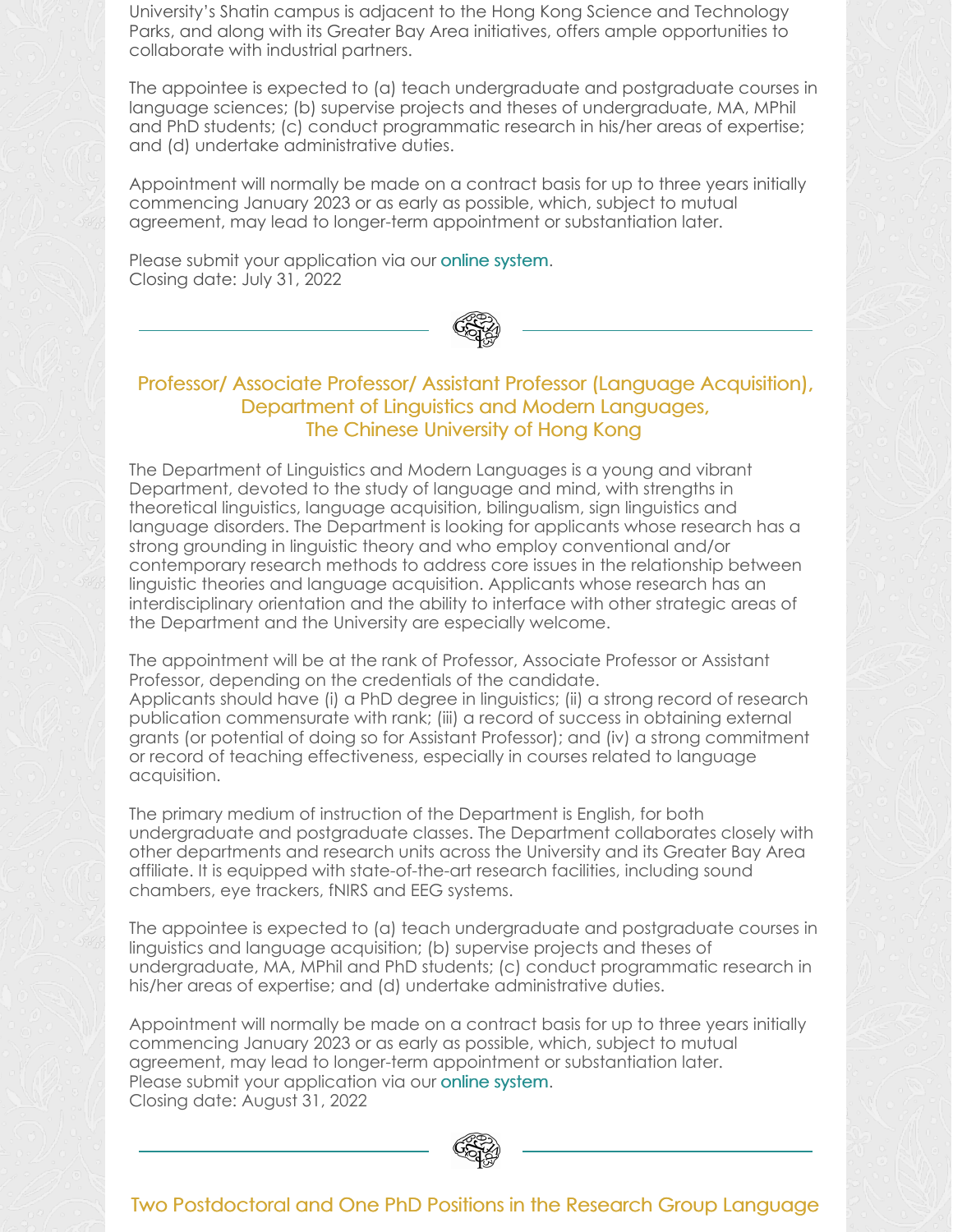University's Shatin campus is adjacent to the Hong Kong Science and Technology Parks, and along with its Greater Bay Area initiatives, offers ample opportunities to collaborate with industrial partners.

The appointee is expected to (a) teach undergraduate and postgraduate courses in language sciences; (b) supervise projects and theses of undergraduate, MA, MPhil and PhD students; (c) conduct programmatic research in his/her areas of expertise; and (d) undertake administrative duties.

Appointment will normally be made on a contract basis for up to three years initially commencing January 2023 or as early as possible, which, subject to mutual agreement, may lead to longer-term appointment or substantiation later.

Please submit your application via our online system.
Closing date: July 31, 2022

---

## Professor/ Associate Professor/ Assistant Professor (Language Acquisition), Department of Linguistics and Modern Languages, The Chinese University of Hong Kong

The Department of Linguistics and Modern Languages is a young and vibrant Department, devoted to the study of language and mind, with strengths in theoretical linguistics, language acquisition, bilingualism, sign linguistics and language disorders. The Department is looking for applicants whose research has a strong grounding in linguistic theory and who employ conventional and/or contemporary research methods to address core issues in the relationship between linguistic theories and language acquisition. Applicants whose research has an interdisciplinary orientation and the ability to interface with other strategic areas of the Department and the University are especially welcome.

The appointment will be at the rank of Professor, Associate Professor or Assistant Professor, depending on the credentials of the candidate.
Applicants should have (i) a PhD degree in linguistics; (ii) a strong record of research publication commensurate with rank; (iii) a record of success in obtaining external grants (or potential of doing so for Assistant Professor); and (iv) a strong commitment or record of teaching effectiveness, especially in courses related to language acquisition.

The primary medium of instruction of the Department is English, for both undergraduate and postgraduate classes. The Department collaborates closely with other departments and research units across the University and its Greater Bay Area affiliate. It is equipped with state-of-the-art research facilities, including sound chambers, eye trackers, fNIRS and EEG systems.

The appointee is expected to (a) teach undergraduate and postgraduate courses in linguistics and language acquisition; (b) supervise projects and theses of undergraduate, MA, MPhil and PhD students; (c) conduct programmatic research in his/her areas of expertise; and (d) undertake administrative duties.

Appointment will normally be made on a contract basis for up to three years initially commencing January 2023 or as early as possible, which, subject to mutual agreement, may lead to longer-term appointment or substantiation later.
Please submit your application via our online system.
Closing date: August 31, 2022

---

## Two Postdoctoral and One PhD Positions in the Research Group Language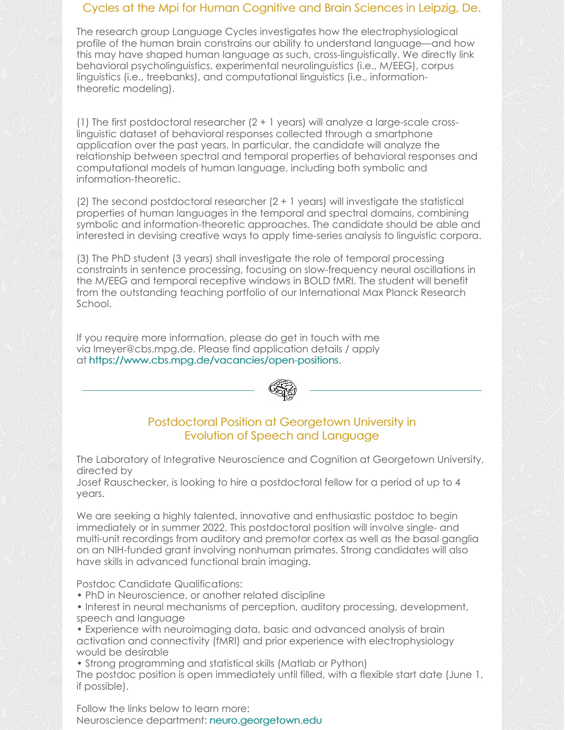## Cycles at the Mpi for Human Cognitive and Brain Sciences in Leipzig, De.

The research group Language Cycles investigates how the electrophysiological profile of the human brain constrains our ability to understand language—and how this may have shaped human language as such, cross-linguistically. We directly link behavioral psycholinguistics, experimental neurolinguistics (i.e., M/EEG), corpus linguistics (i.e., treebanks), and computational linguistics (i.e., information-theoretic modeling).

(1) The first postdoctoral researcher (2 + 1 years) will analyze a large-scale cross-linguistic dataset of behavioral responses collected through a smartphone application over the past years. In particular, the candidate will analyze the relationship between spectral and temporal properties of behavioral responses and computational models of human language, including both symbolic and information-theoretic.

(2) The second postdoctoral researcher (2 + 1 years) will investigate the statistical properties of human languages in the temporal and spectral domains, combining symbolic and information-theoretic approaches. The candidate should be able and interested in devising creative ways to apply time-series analysis to linguistic corpora.

(3) The PhD student (3 years) shall investigate the role of temporal processing constraints in sentence processing, focusing on slow-frequency neural oscillations in the M/EEG and temporal receptive windows in BOLD fMRI. The student will benefit from the outstanding teaching portfolio of our International Max Planck Research School.

If you require more information, please do get in touch with me via lmeyer@cbs.mpg.de. Please find application details / apply at https://www.cbs.mpg.de/vacancies/open-positions.

---

## Postdoctoral Position at Georgetown University in Evolution of Speech and Language

The Laboratory of Integrative Neuroscience and Cognition at Georgetown University, directed by
Josef Rauschecker, is looking to hire a postdoctoral fellow for a period of up to 4 years.

We are seeking a highly talented, innovative and enthusiastic postdoc to begin immediately or in summer 2022. This postdoctoral position will involve single- and multi-unit recordings from auditory and premotor cortex as well as the basal ganglia on an NIH-funded grant involving nonhuman primates. Strong candidates will also have skills in advanced functional brain imaging.

Postdoc Candidate Qualifications:

- PhD in Neuroscience, or another related discipline
- Interest in neural mechanisms of perception, auditory processing, development, speech and language
- Experience with neuroimaging data, basic and advanced analysis of brain activation and connectivity (fMRI) and prior experience with electrophysiology would be desirable
- Strong programming and statistical skills (Matlab or Python)

The postdoc position is open immediately until filled, with a flexible start date (June 1, if possible).

Follow the links below to learn more:
Neuroscience department: neuro.georgetown.edu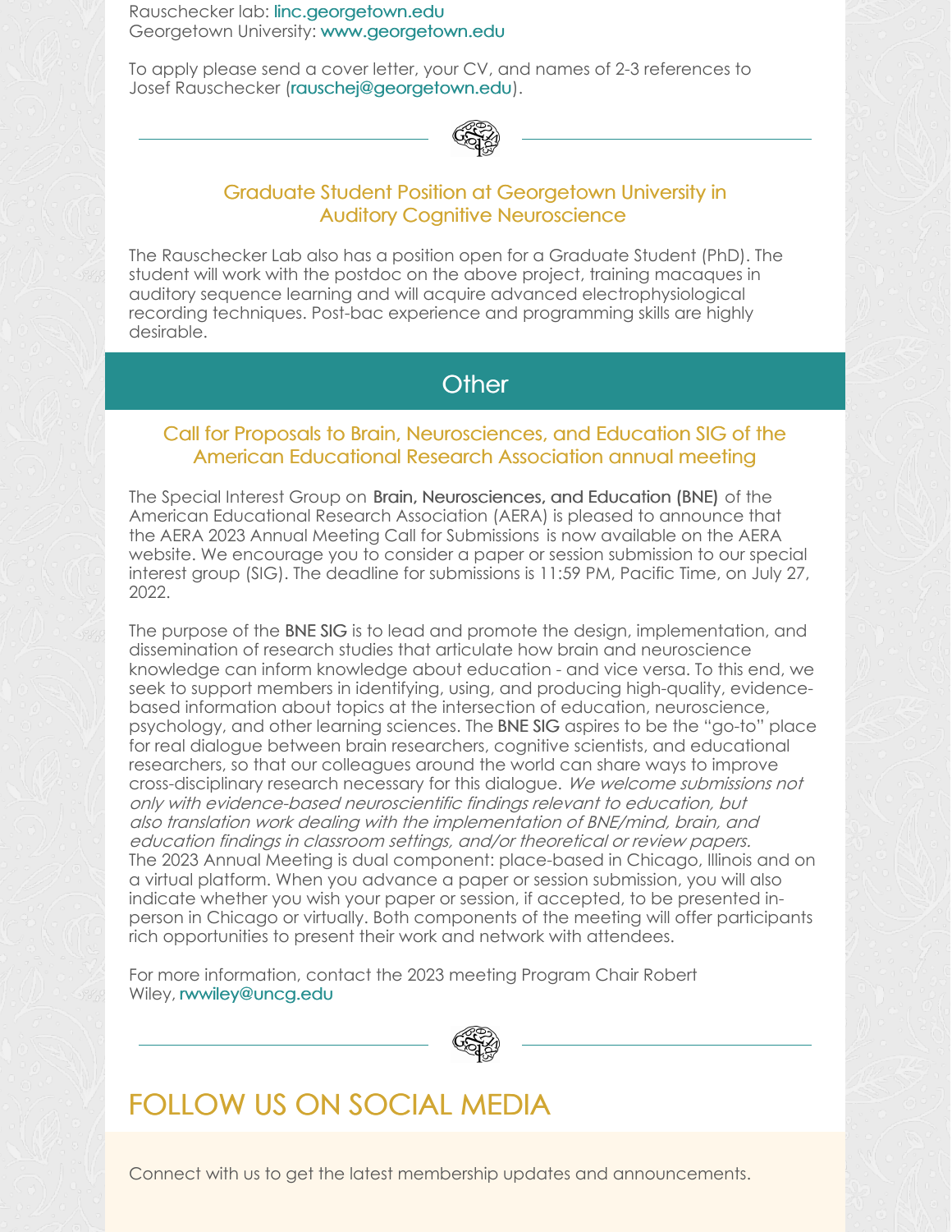Rauschecker lab: linc.georgetown.edu
Georgetown University: www.georgetown.edu

To apply please send a cover letter, your CV, and names of 2-3 references to Josef Rauschecker (rauschej@georgetown.edu).

---

### Graduate Student Position at Georgetown University in Auditory Cognitive Neuroscience

The Rauschecker Lab also has a position open for a Graduate Student (PhD). The student will work with the postdoc on the above project, training macaques in auditory sequence learning and will acquire advanced electrophysiological recording techniques. Post-bac experience and programming skills are highly desirable.

## Other

### Call for Proposals to Brain, Neurosciences, and Education SIG of the American Educational Research Association annual meeting

The Special Interest Group on **Brain, Neurosciences, and Education (BNE)** of the American Educational Research Association (AERA) is pleased to announce that the AERA 2023 Annual Meeting Call for Submissions is now available on the AERA website. We encourage you to consider a paper or session submission to our special interest group (SIG). The deadline for submissions is 11:59 PM, Pacific Time, on July 27, 2022.

The purpose of the **BNE SIG** is to lead and promote the design, implementation, and dissemination of research studies that articulate how brain and neuroscience knowledge can inform knowledge about education - and vice versa. To this end, we seek to support members in identifying, using, and producing high-quality, evidence-based information about topics at the intersection of education, neuroscience, psychology, and other learning sciences. The **BNE SIG** aspires to be the "go-to" place for real dialogue between brain researchers, cognitive scientists, and educational researchers, so that our colleagues around the world can share ways to improve cross-disciplinary research necessary for this dialogue. *We welcome submissions not only with evidence-based neuroscientific findings relevant to education, but also translation work dealing with the implementation of BNE/mind, brain, and education findings in classroom settings, and/or theoretical or review papers.* The 2023 Annual Meeting is dual component: place-based in Chicago, Illinois and on a virtual platform. When you advance a paper or session submission, you will also indicate whether you wish your paper or session, if accepted, to be presented in-person in Chicago or virtually. Both components of the meeting will offer participants rich opportunities to present their work and network with attendees.

For more information, contact the 2023 meeting Program Chair Robert Wiley, rwwiley@uncg.edu

---

## FOLLOW US ON SOCIAL MEDIA

Connect with us to get the latest membership updates and announcements.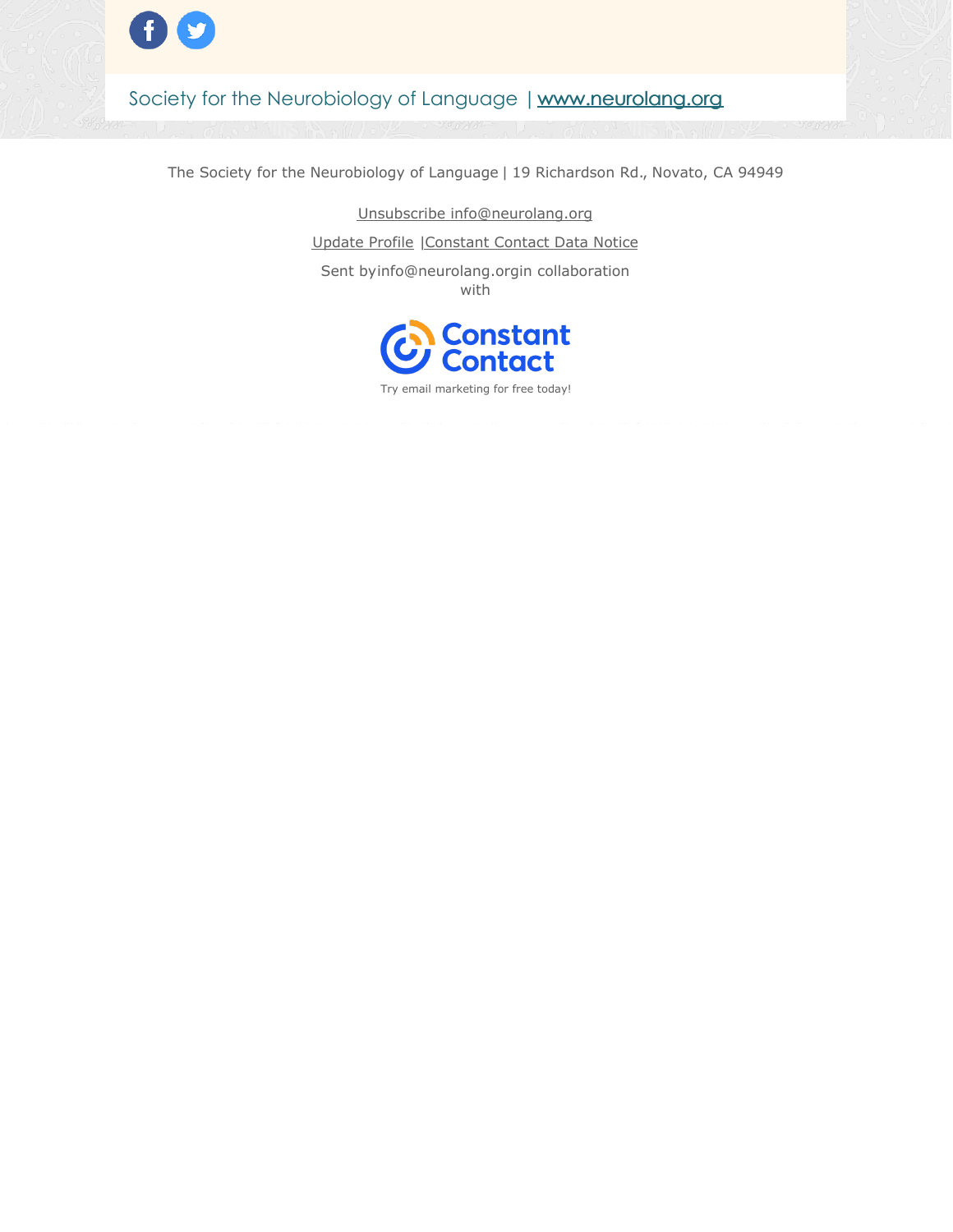Society for the Neurobiology of Language | www.neurolang.org

The Society for the Neurobiology of Language | 19 Richardson Rd., Novato, CA 94949

Unsubscribe info@neurolang.org

Update Profile |Constant Contact Data Notice

Sent byinfo@neurolang.orgin collaboration with

Constant Contact

Try email marketing for free today!